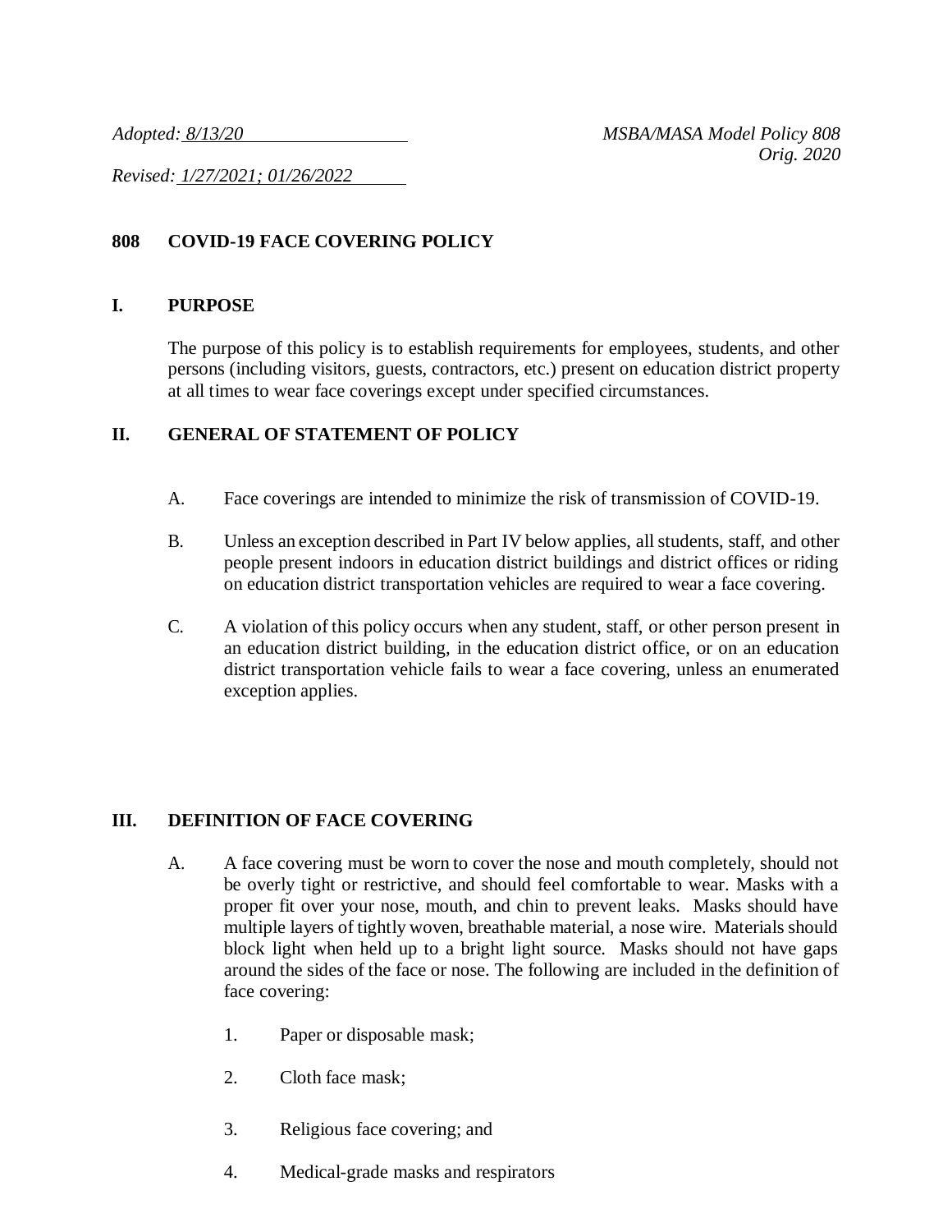*Adopted: 8/13/20* *MSBA/MASA Model Policy 808*
*Orig. 2020*

*Revised: 1/27/2021; 01/26/2022*

## 808 COVID-19 FACE COVERING POLICY

### I. PURPOSE

The purpose of this policy is to establish requirements for employees, students, and other persons (including visitors, guests, contractors, etc.) present on education district property at all times to wear face coverings except under specified circumstances.

### II. GENERAL OF STATEMENT OF POLICY

A. Face coverings are intended to minimize the risk of transmission of COVID-19.

B. Unless an exception described in Part IV below applies, all students, staff, and other people present indoors in education district buildings and district offices or riding on education district transportation vehicles are required to wear a face covering.

C. A violation of this policy occurs when any student, staff, or other person present in an education district building, in the education district office, or on an education district transportation vehicle fails to wear a face covering, unless an enumerated exception applies.

### III. DEFINITION OF FACE COVERING

A. A face covering must be worn to cover the nose and mouth completely, should not be overly tight or restrictive, and should feel comfortable to wear. Masks with a proper fit over your nose, mouth, and chin to prevent leaks. Masks should have multiple layers of tightly woven, breathable material, a nose wire. Materials should block light when held up to a bright light source. Masks should not have gaps around the sides of the face or nose. The following are included in the definition of face covering:

1. Paper or disposable mask;

2. Cloth face mask;

3. Religious face covering; and

4. Medical-grade masks and respirators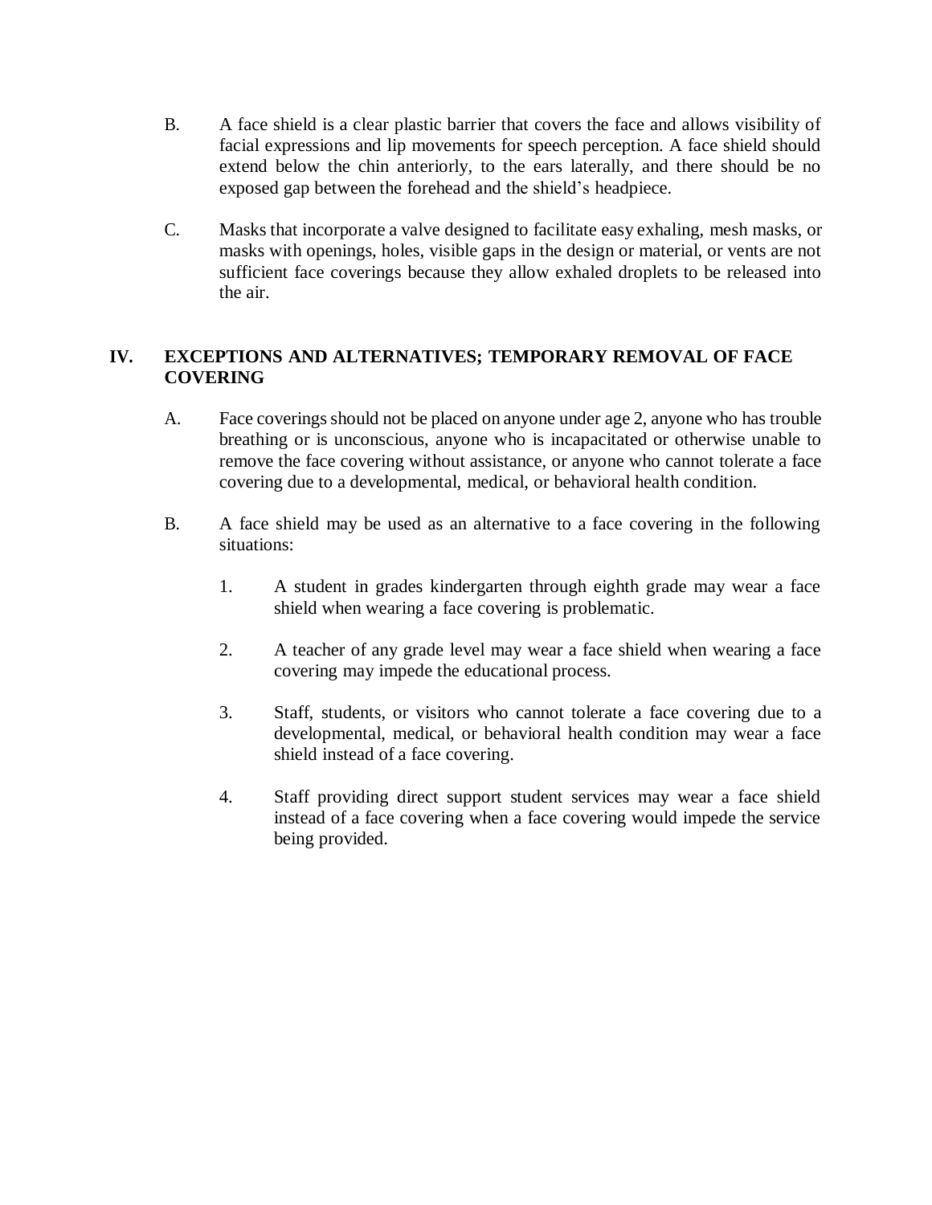B. A face shield is a clear plastic barrier that covers the face and allows visibility of facial expressions and lip movements for speech perception. A face shield should extend below the chin anteriorly, to the ears laterally, and there should be no exposed gap between the forehead and the shield's headpiece.

C. Masks that incorporate a valve designed to facilitate easy exhaling, mesh masks, or masks with openings, holes, visible gaps in the design or material, or vents are not sufficient face coverings because they allow exhaled droplets to be released into the air.

## IV. EXCEPTIONS AND ALTERNATIVES; TEMPORARY REMOVAL OF FACE COVERING

A. Face coverings should not be placed on anyone under age 2, anyone who has trouble breathing or is unconscious, anyone who is incapacitated or otherwise unable to remove the face covering without assistance, or anyone who cannot tolerate a face covering due to a developmental, medical, or behavioral health condition.

B. A face shield may be used as an alternative to a face covering in the following situations:

1. A student in grades kindergarten through eighth grade may wear a face shield when wearing a face covering is problematic.

2. A teacher of any grade level may wear a face shield when wearing a face covering may impede the educational process.

3. Staff, students, or visitors who cannot tolerate a face covering due to a developmental, medical, or behavioral health condition may wear a face shield instead of a face covering.

4. Staff providing direct support student services may wear a face shield instead of a face covering when a face covering would impede the service being provided.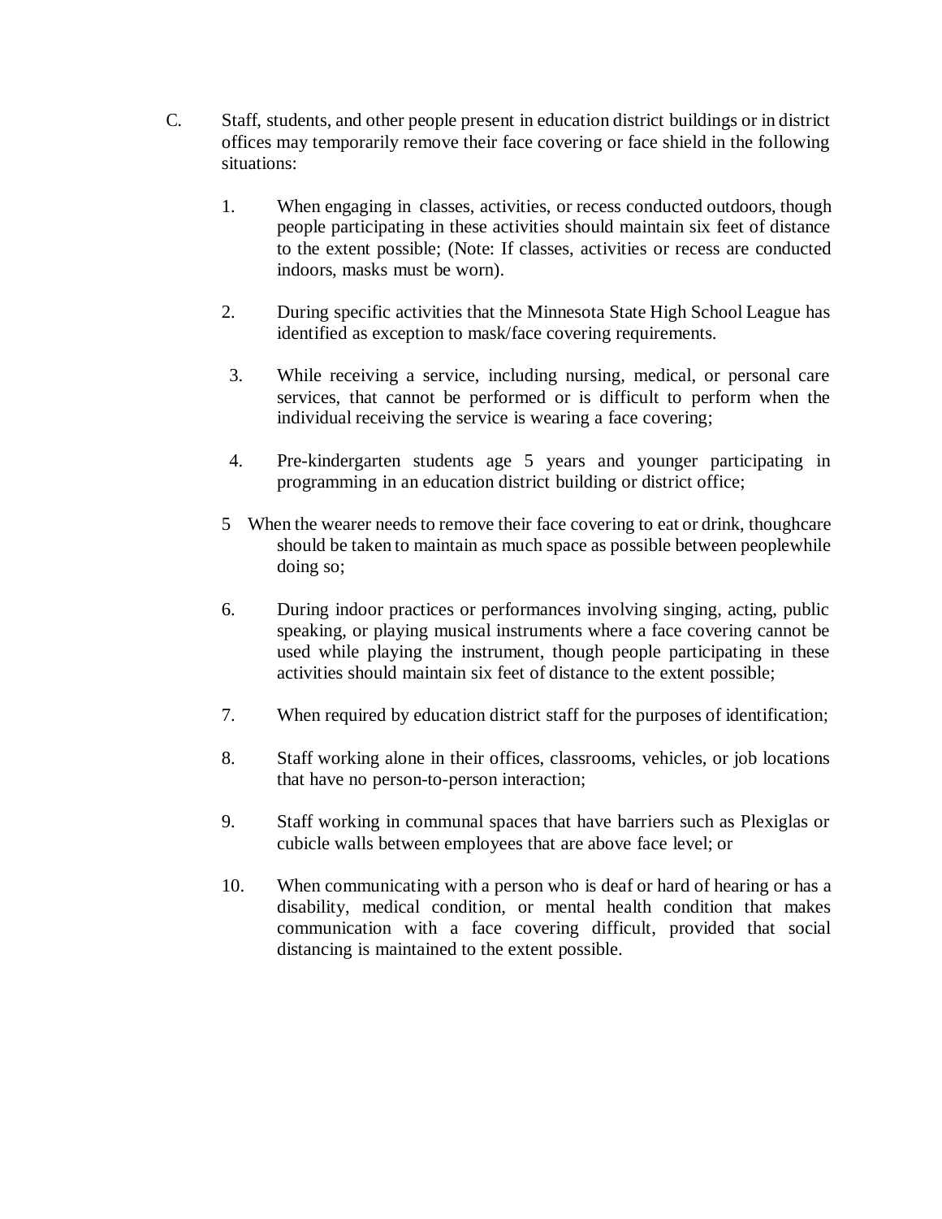C. Staff, students, and other people present in education district buildings or in district offices may temporarily remove their face covering or face shield in the following situations:

1. When engaging in classes, activities, or recess conducted outdoors, though people participating in these activities should maintain six feet of distance to the extent possible; (Note: If classes, activities or recess are conducted indoors, masks must be worn).

2. During specific activities that the Minnesota State High School League has identified as exception to mask/face covering requirements.

3. While receiving a service, including nursing, medical, or personal care services, that cannot be performed or is difficult to perform when the individual receiving the service is wearing a face covering;

4. Pre-kindergarten students age 5 years and younger participating in programming in an education district building or district office;

5 When the wearer needs to remove their face covering to eat or drink, thoughcare should be taken to maintain as much space as possible between peoplewhile doing so;

6. During indoor practices or performances involving singing, acting, public speaking, or playing musical instruments where a face covering cannot be used while playing the instrument, though people participating in these activities should maintain six feet of distance to the extent possible;

7. When required by education district staff for the purposes of identification;

8. Staff working alone in their offices, classrooms, vehicles, or job locations that have no person-to-person interaction;

9. Staff working in communal spaces that have barriers such as Plexiglas or cubicle walls between employees that are above face level; or

10. When communicating with a person who is deaf or hard of hearing or has a disability, medical condition, or mental health condition that makes communication with a face covering difficult, provided that social distancing is maintained to the extent possible.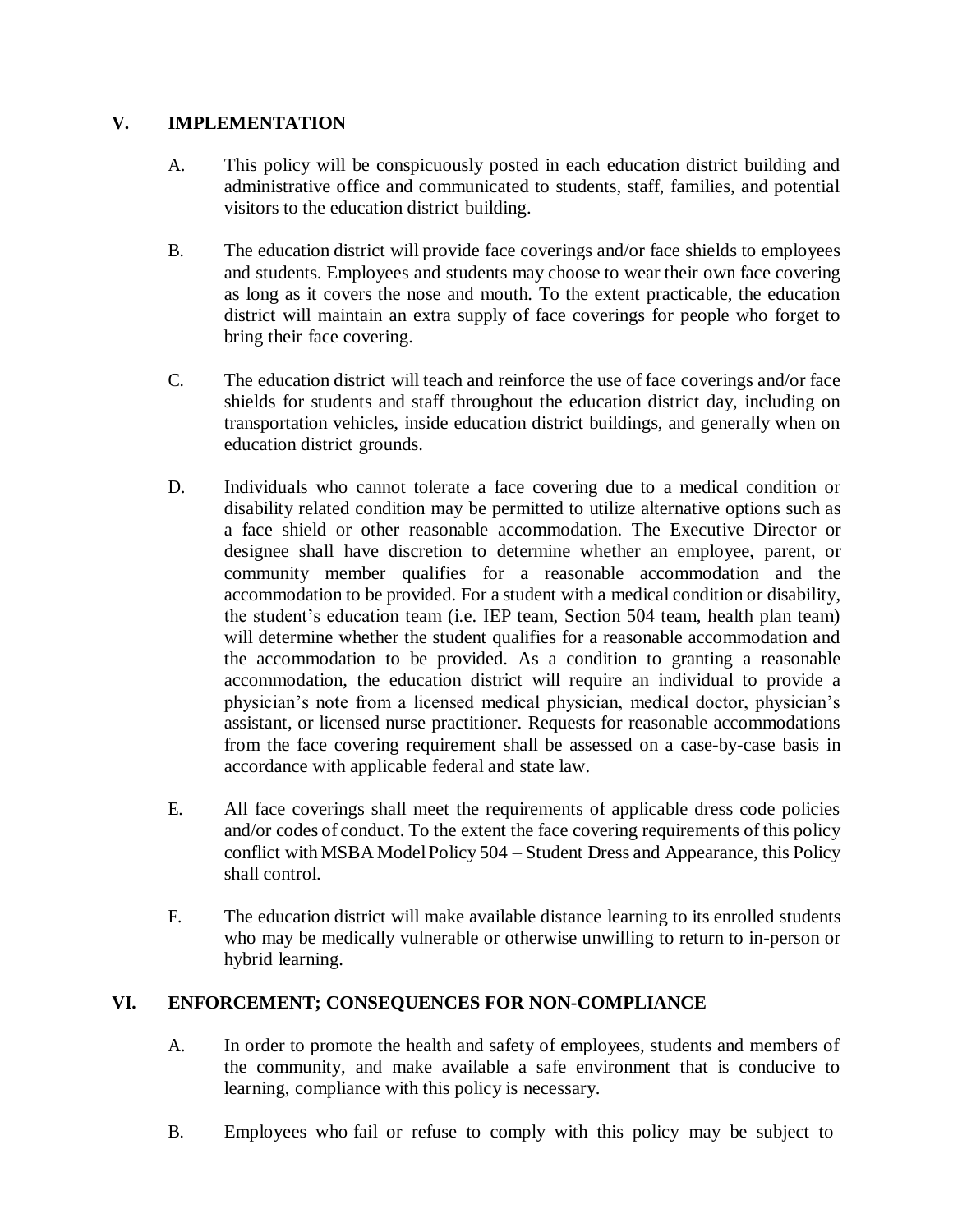## V. IMPLEMENTATION

A. This policy will be conspicuously posted in each education district building and administrative office and communicated to students, staff, families, and potential visitors to the education district building.

B. The education district will provide face coverings and/or face shields to employees and students. Employees and students may choose to wear their own face covering as long as it covers the nose and mouth. To the extent practicable, the education district will maintain an extra supply of face coverings for people who forget to bring their face covering.

C. The education district will teach and reinforce the use of face coverings and/or face shields for students and staff throughout the education district day, including on transportation vehicles, inside education district buildings, and generally when on education district grounds.

D. Individuals who cannot tolerate a face covering due to a medical condition or disability related condition may be permitted to utilize alternative options such as a face shield or other reasonable accommodation. The Executive Director or designee shall have discretion to determine whether an employee, parent, or community member qualifies for a reasonable accommodation and the accommodation to be provided. For a student with a medical condition or disability, the student's education team (i.e. IEP team, Section 504 team, health plan team) will determine whether the student qualifies for a reasonable accommodation and the accommodation to be provided. As a condition to granting a reasonable accommodation, the education district will require an individual to provide a physician's note from a licensed medical physician, medical doctor, physician's assistant, or licensed nurse practitioner. Requests for reasonable accommodations from the face covering requirement shall be assessed on a case-by-case basis in accordance with applicable federal and state law.

E. All face coverings shall meet the requirements of applicable dress code policies and/or codes of conduct. To the extent the face covering requirements of this policy conflict with MSBA Model Policy 504 – Student Dress and Appearance, this Policy shall control.

F. The education district will make available distance learning to its enrolled students who may be medically vulnerable or otherwise unwilling to return to in-person or hybrid learning.

## VI. ENFORCEMENT; CONSEQUENCES FOR NON-COMPLIANCE

A. In order to promote the health and safety of employees, students and members of the community, and make available a safe environment that is conducive to learning, compliance with this policy is necessary.

B. Employees who fail or refuse to comply with this policy may be subject to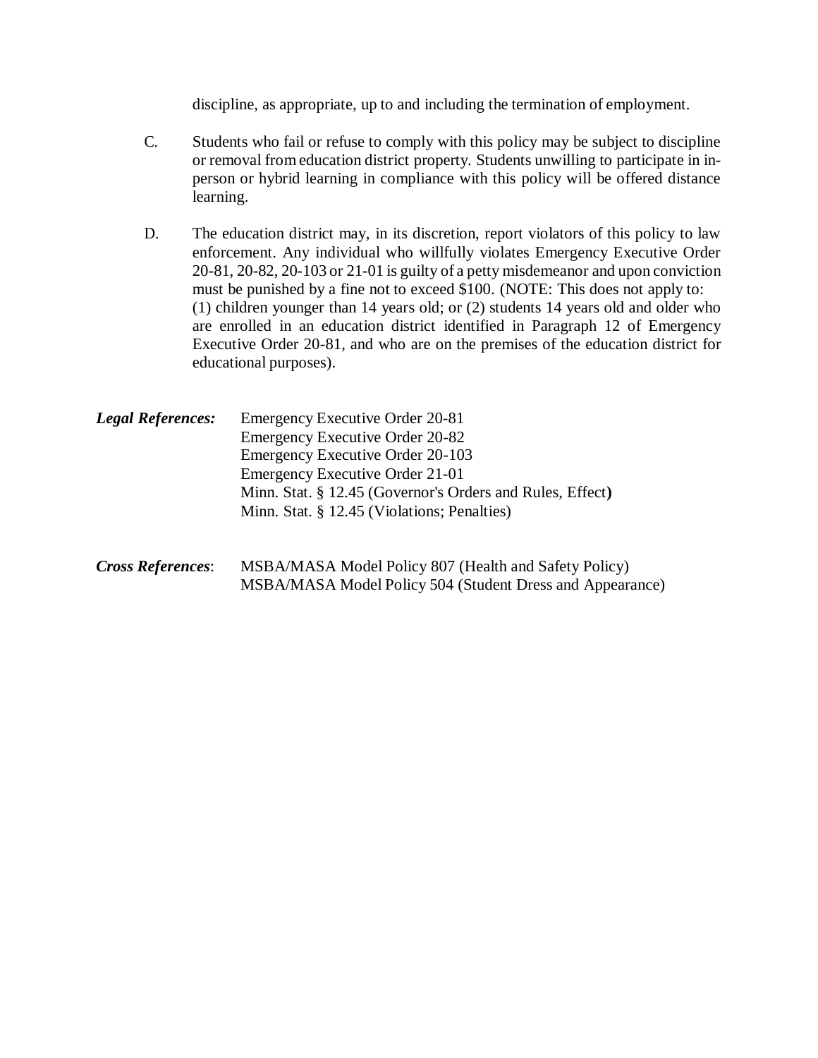discipline, as appropriate, up to and including the termination of employment.

C. Students who fail or refuse to comply with this policy may be subject to discipline or removal from education district property. Students unwilling to participate in in-person or hybrid learning in compliance with this policy will be offered distance learning.

D. The education district may, in its discretion, report violators of this policy to law enforcement. Any individual who willfully violates Emergency Executive Order 20-81, 20-82, 20-103 or 21-01 is guilty of a petty misdemeanor and upon conviction must be punished by a fine not to exceed $100. (NOTE: This does not apply to: (1) children younger than 14 years old; or (2) students 14 years old and older who are enrolled in an education district identified in Paragraph 12 of Emergency Executive Order 20-81, and who are on the premises of the education district for educational purposes).

***Legal References:***
Emergency Executive Order 20-81
Emergency Executive Order 20-82
Emergency Executive Order 20-103
Emergency Executive Order 21-01
Minn. Stat. § 12.45 (Governor's Orders and Rules, Effect**)**
Minn. Stat. § 12.45 (Violations; Penalties)

***Cross References***:
MSBA/MASA Model Policy 807 (Health and Safety Policy)
MSBA/MASA Model Policy 504 (Student Dress and Appearance)